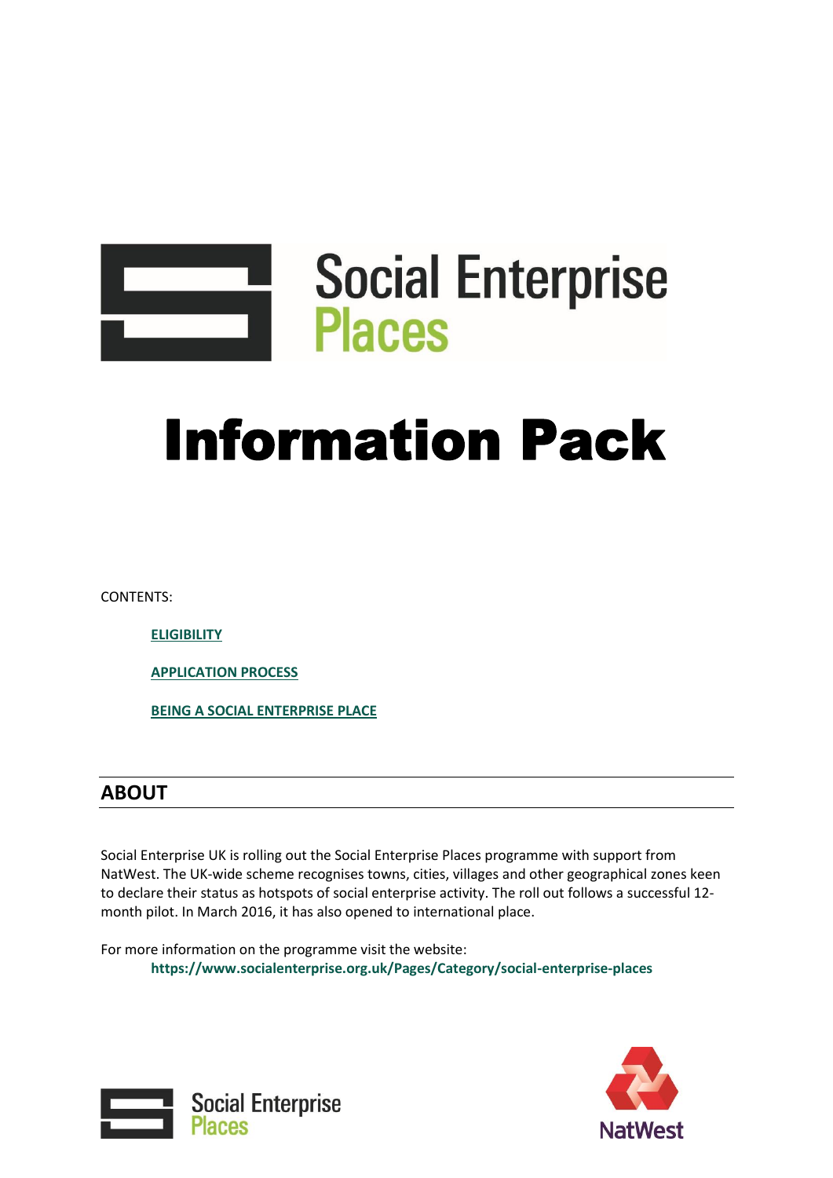# Social Enterprise Places

# Information Pack

CONTENTS:

- **ELIGIBILITY**
- **APPLICATION PROCESS**
- **BEING A SOCIAL ENTERPRISE PLACE**

## ABOUT

Social Enterprise UK is rolling out the Social Enterprise Places programme with support from NatWest. The UK-wide scheme recognises towns, cities, villages and other geographical zones keen to declare their status as hotspots of social enterprise activity. The roll out follows a successful 12-month pilot. In March 2016, it has also opened to international place.

For more information on the programme visit the website:

**https://www.socialenterprise.org.uk/Pages/Category/social-enterprise-places**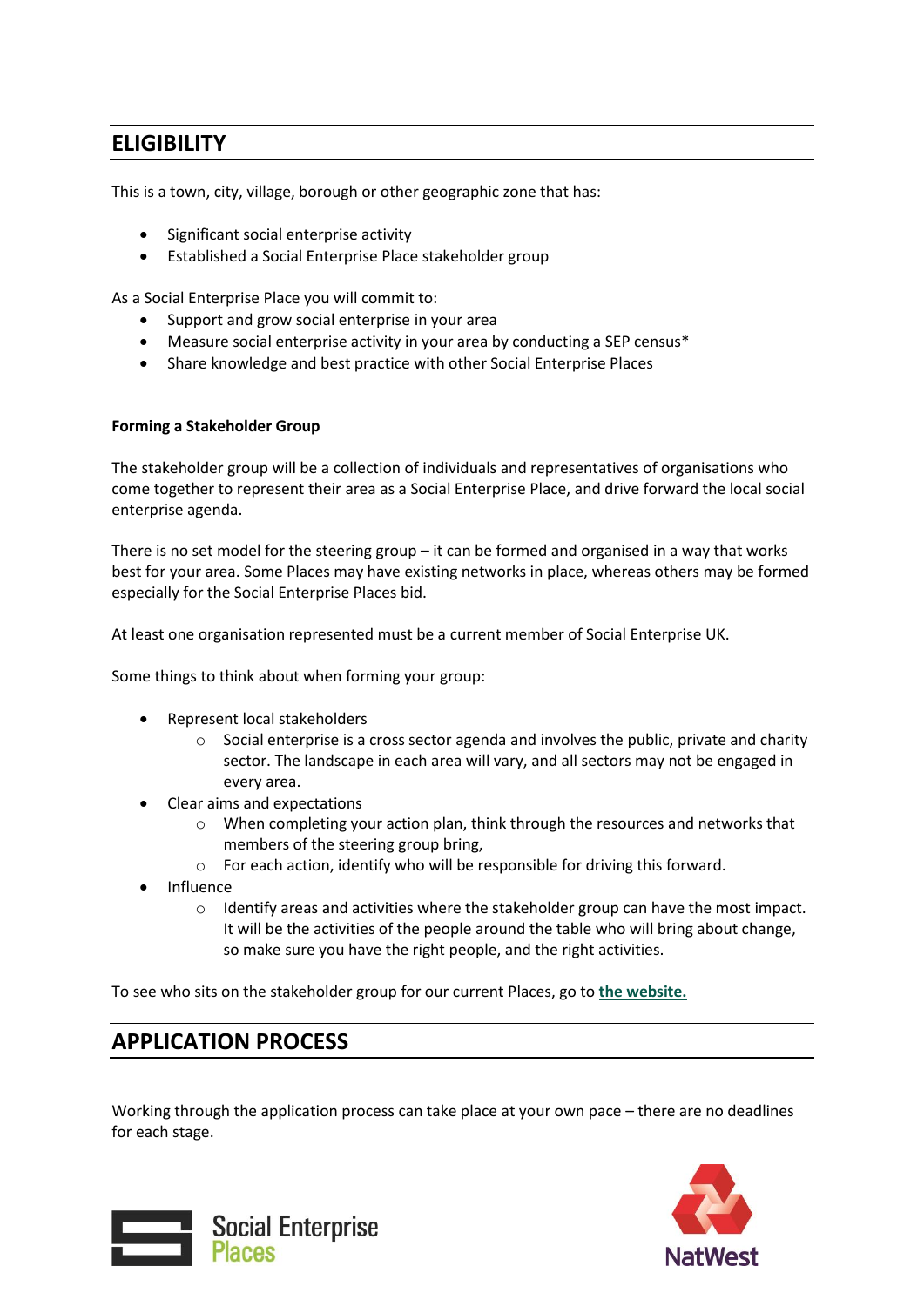## ELIGIBILITY

This is a town, city, village, borough or other geographic zone that has:

- Significant social enterprise activity
- Established a Social Enterprise Place stakeholder group

As a Social Enterprise Place you will commit to:

- Support and grow social enterprise in your area
- Measure social enterprise activity in your area by conducting a SEP census*
- Share knowledge and best practice with other Social Enterprise Places

**Forming a Stakeholder Group**

The stakeholder group will be a collection of individuals and representatives of organisations who come together to represent their area as a Social Enterprise Place, and drive forward the local social enterprise agenda.

There is no set model for the steering group – it can be formed and organised in a way that works best for your area. Some Places may have existing networks in place, whereas others may be formed especially for the Social Enterprise Places bid.

At least one organisation represented must be a current member of Social Enterprise UK.

Some things to think about when forming your group:

- Represent local stakeholders
  - Social enterprise is a cross sector agenda and involves the public, private and charity sector. The landscape in each area will vary, and all sectors may not be engaged in every area.
- Clear aims and expectations
  - When completing your action plan, think through the resources and networks that members of the steering group bring,
  - For each action, identify who will be responsible for driving this forward.
- Influence
  - Identify areas and activities where the stakeholder group can have the most impact. It will be the activities of the people around the table who will bring about change, so make sure you have the right people, and the right activities.

To see who sits on the stakeholder group for our current Places, go to **the website.**

## APPLICATION PROCESS

Working through the application process can take place at your own pace – there are no deadlines for each stage.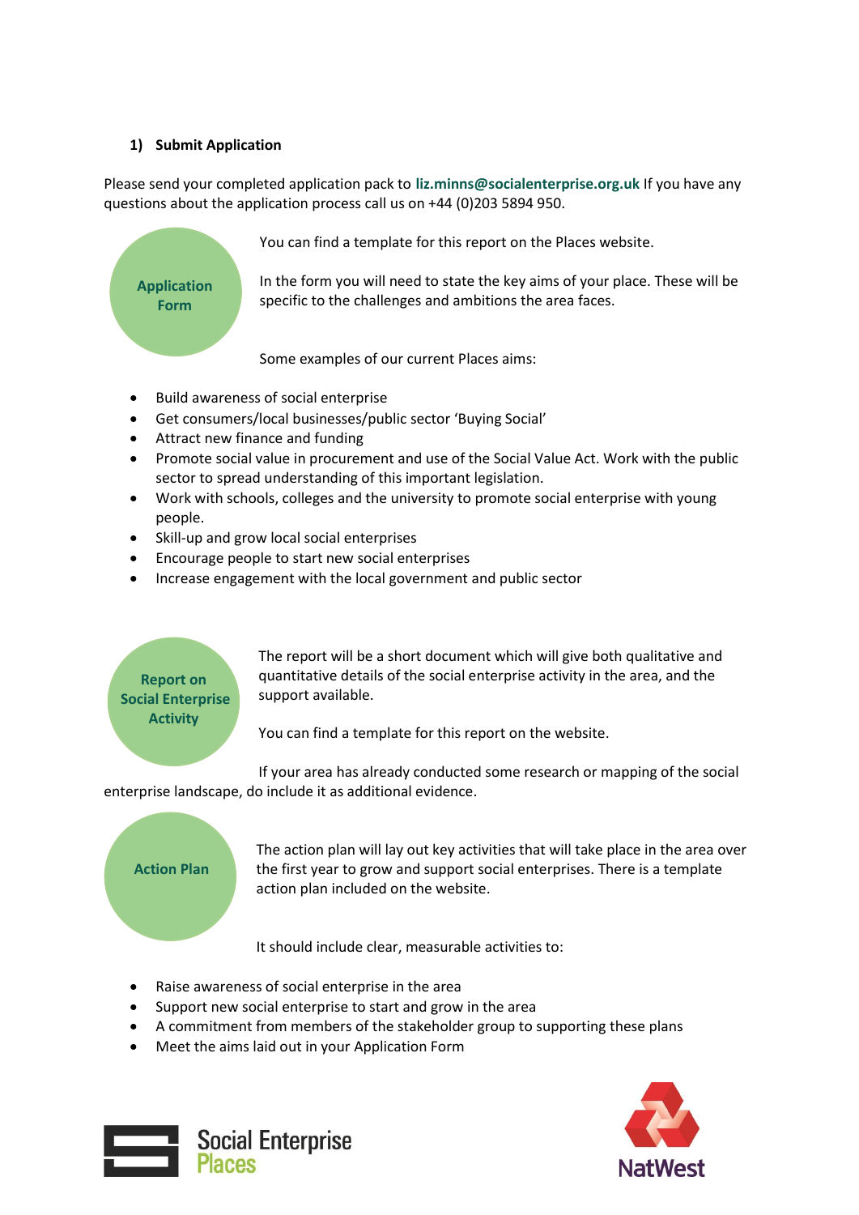### 1) Submit Application

Please send your completed application pack to **liz.minns@socialenterprise.org.uk** If you have any questions about the application process call us on +44 (0)203 5894 950.

**Application Form**

You can find a template for this report on the Places website.

In the form you will need to state the key aims of your place. These will be specific to the challenges and ambitions the area faces.

Some examples of our current Places aims:

- Build awareness of social enterprise
- Get consumers/local businesses/public sector 'Buying Social'
- Attract new finance and funding
- Promote social value in procurement and use of the Social Value Act. Work with the public sector to spread understanding of this important legislation.
- Work with schools, colleges and the university to promote social enterprise with young people.
- Skill-up and grow local social enterprises
- Encourage people to start new social enterprises
- Increase engagement with the local government and public sector

**Report on Social Enterprise Activity**

The report will be a short document which will give both qualitative and quantitative details of the social enterprise activity in the area, and the support available.

You can find a template for this report on the website.

If your area has already conducted some research or mapping of the social enterprise landscape, do include it as additional evidence.

**Action Plan**

The action plan will lay out key activities that will take place in the area over the first year to grow and support social enterprises. There is a template action plan included on the website.

It should include clear, measurable activities to:

- Raise awareness of social enterprise in the area
- Support new social enterprise to start and grow in the area
- A commitment from members of the stakeholder group to supporting these plans
- Meet the aims laid out in your Application Form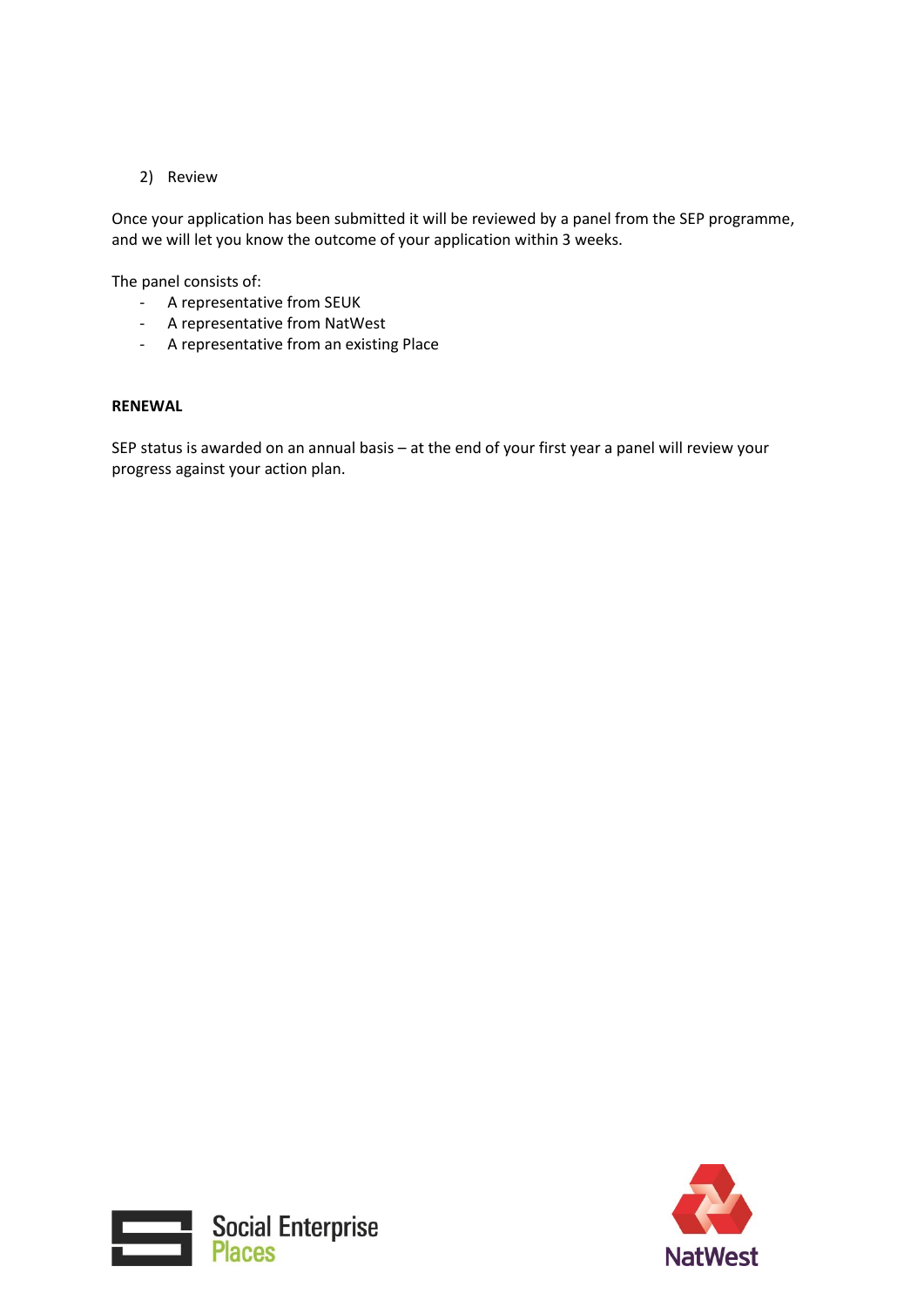2) Review

Once your application has been submitted it will be reviewed by a panel from the SEP programme, and we will let you know the outcome of your application within 3 weeks.

The panel consists of:

- A representative from SEUK
- A representative from NatWest
- A representative from an existing Place

**RENEWAL**

SEP status is awarded on an annual basis – at the end of your first year a panel will review your progress against your action plan.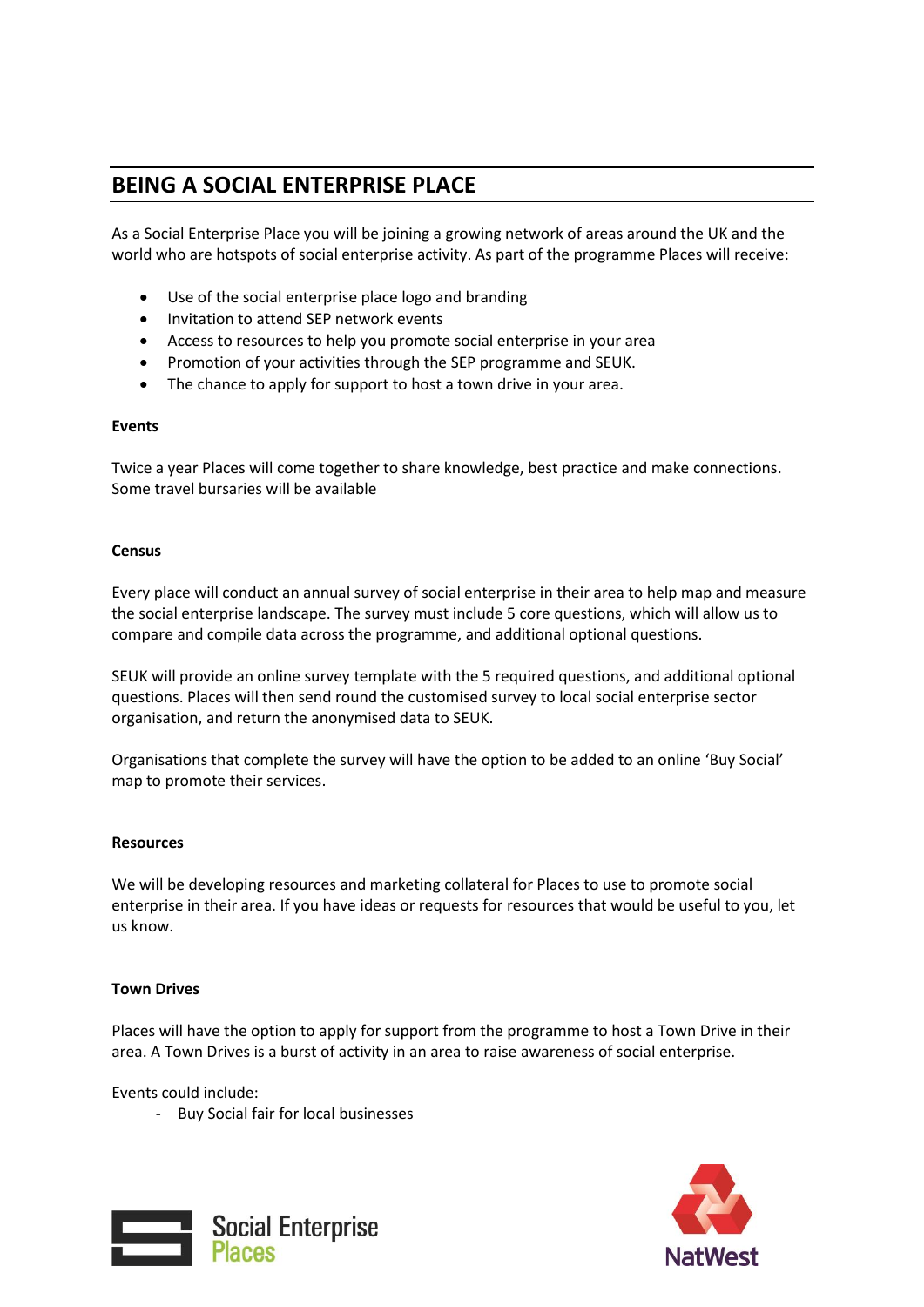## BEING A SOCIAL ENTERPRISE PLACE

As a Social Enterprise Place you will be joining a growing network of areas around the UK and the world who are hotspots of social enterprise activity. As part of the programme Places will receive:

- Use of the social enterprise place logo and branding
- Invitation to attend SEP network events
- Access to resources to help you promote social enterprise in your area
- Promotion of your activities through the SEP programme and SEUK.
- The chance to apply for support to host a town drive in your area.

**Events**

Twice a year Places will come together to share knowledge, best practice and make connections. Some travel bursaries will be available

**Census**

Every place will conduct an annual survey of social enterprise in their area to help map and measure the social enterprise landscape. The survey must include 5 core questions, which will allow us to compare and compile data across the programme, and additional optional questions.

SEUK will provide an online survey template with the 5 required questions, and additional optional questions. Places will then send round the customised survey to local social enterprise sector organisation, and return the anonymised data to SEUK.

Organisations that complete the survey will have the option to be added to an online 'Buy Social' map to promote their services.

**Resources**

We will be developing resources and marketing collateral for Places to use to promote social enterprise in their area. If you have ideas or requests for resources that would be useful to you, let us know.

**Town Drives**

Places will have the option to apply for support from the programme to host a Town Drive in their area. A Town Drives is a burst of activity in an area to raise awareness of social enterprise.

Events could include:

- Buy Social fair for local businesses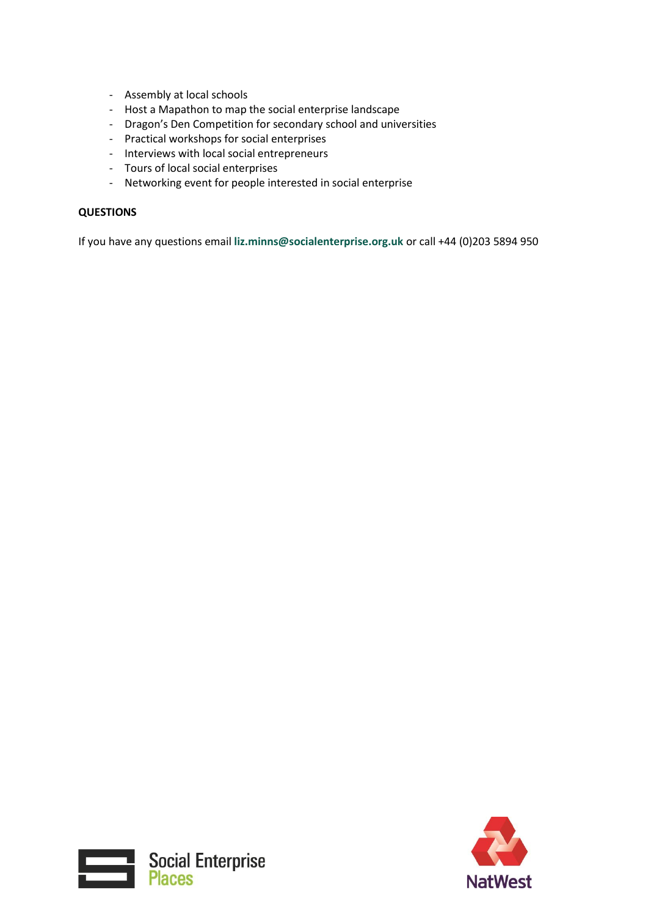- Assembly at local schools
- Host a Mapathon to map the social enterprise landscape
- Dragon's Den Competition for secondary school and universities
- Practical workshops for social enterprises
- Interviews with local social entrepreneurs
- Tours of local social enterprises
- Networking event for people interested in social enterprise

**QUESTIONS**

If you have any questions email **liz.minns@socialenterprise.org.uk** or call +44 (0)203 5894 950

Social Enterprise Places

NatWest